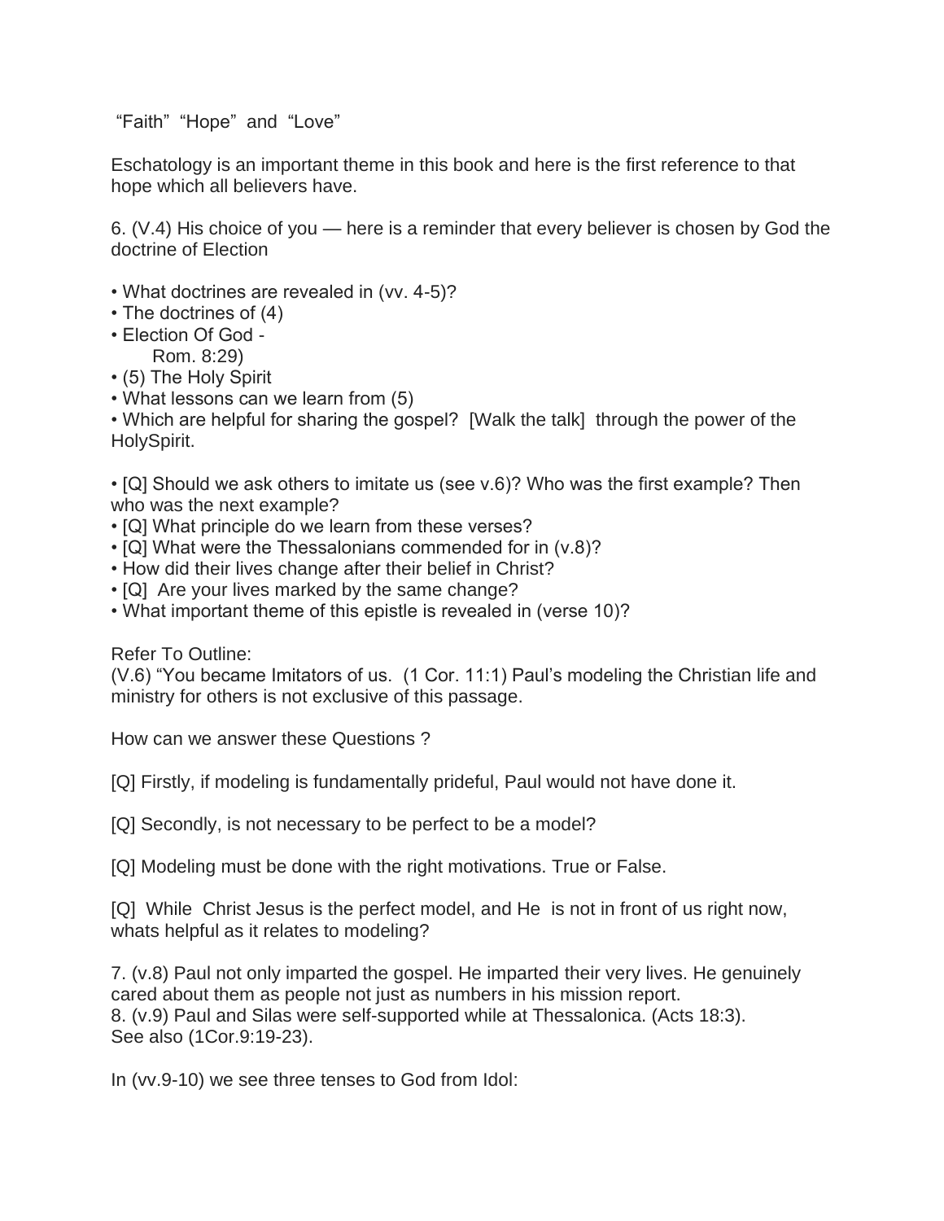“Faith” “Hope” and “Love”

Eschatology is an important theme in this book and here is the first reference to that hope which all believers have.

6. (V.4) His choice of you — here is a reminder that every believer is chosen by God the doctrine of Election

- What doctrines are revealed in (vv. 4-5)?
- The doctrines of (4)
- Election Of God -
  Rom. 8:29)
- (5) The Holy Spirit
- What lessons can we learn from (5)
- Which are helpful for sharing the gospel? [Walk the talk] through the power of the HolySpirit.

- [Q] Should we ask others to imitate us (see v.6)? Who was the first example? Then who was the next example?
- [Q] What principle do we learn from these verses?
- [Q] What were the Thessalonians commended for in (v.8)?
- How did their lives change after their belief in Christ?
- [Q] Are your lives marked by the same change?
- What important theme of this epistle is revealed in (verse 10)?

Refer To Outline:
(V.6) “You became Imitators of us. (1 Cor. 11:1) Paul’s modeling the Christian life and ministry for others is not exclusive of this passage.

How can we answer these Questions ?

[Q] Firstly, if modeling is fundamentally prideful, Paul would not have done it.

[Q] Secondly, is not necessary to be perfect to be a model?

[Q] Modeling must be done with the right motivations. True or False.

[Q] While Christ Jesus is the perfect model, and He is not in front of us right now, whats helpful as it relates to modeling?

7. (v.8) Paul not only imparted the gospel. He imparted their very lives. He genuinely cared about them as people not just as numbers in his mission report.
8. (v.9) Paul and Silas were self-supported while at Thessalonica. (Acts 18:3). See also (1Cor.9:19-23).

In (vv.9-10) we see three tenses to God from Idol: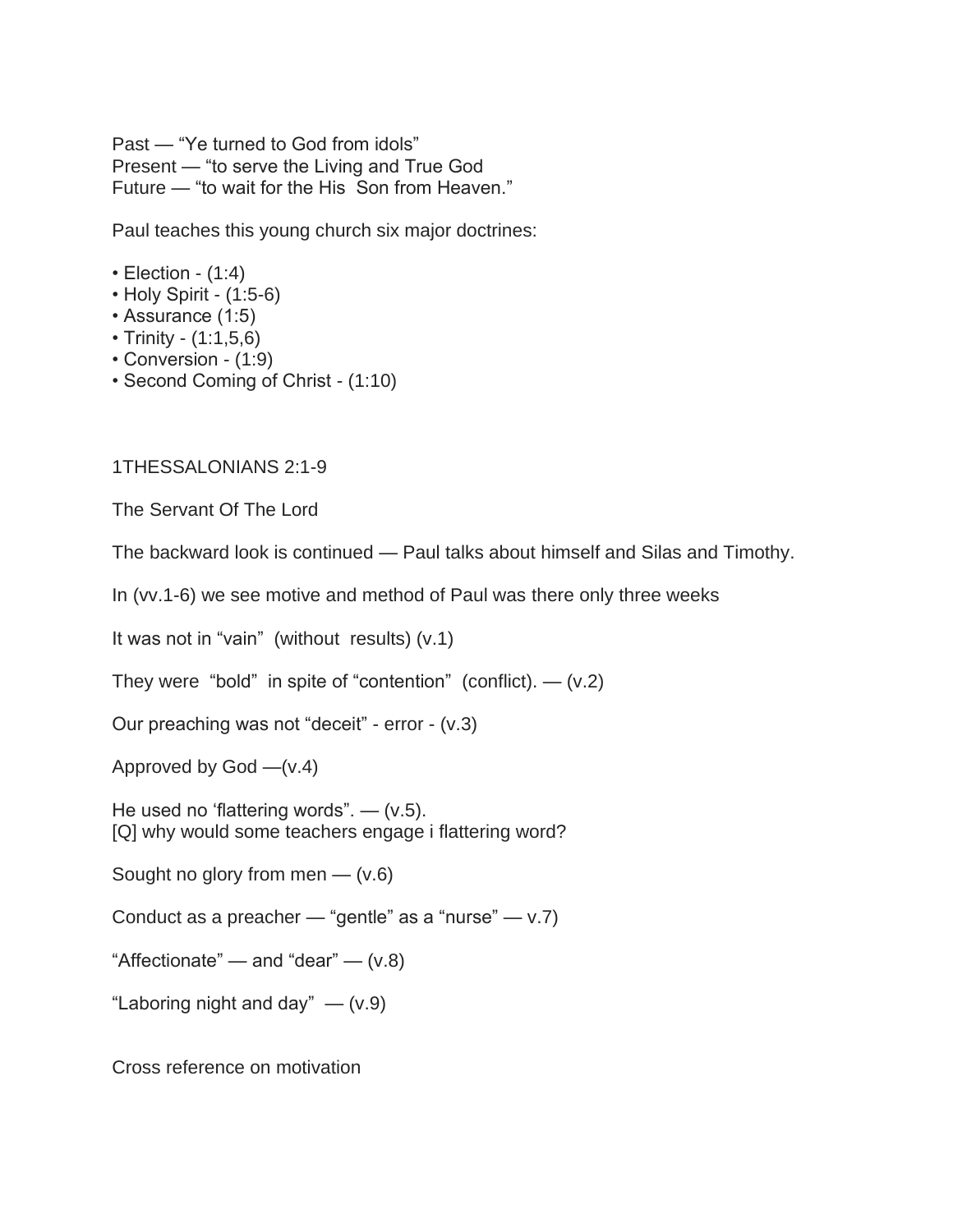Past — "Ye turned to God from idols"
Present — "to serve the Living and True God
Future — "to wait for the His  Son from Heaven."

Paul teaches this young church six major doctrines:

- Election - (1:4)
- Holy Spirit - (1:5-6)
- Assurance (1:5)
- Trinity - (1:1,5,6)
- Conversion - (1:9)
- Second Coming of Christ - (1:10)

1THESSALONIANS 2:1-9

The Servant Of The Lord

The backward look is continued — Paul talks about himself and Silas and Timothy.

In (vv.1-6) we see motive and method of Paul was there only three weeks

It was not in "vain"  (without  results) (v.1)

They were  "bold"  in spite of "contention"  (conflict). — (v.2)

Our preaching was not "deceit" - error - (v.3)

Approved by God —(v.4)

He used no 'flattering words". — (v.5).
[Q] why would some teachers engage i flattering word?

Sought no glory from men — (v.6)

Conduct as a preacher — "gentle" as a "nurse" — v.7)

"Affectionate" — and "dear" — (v.8)

"Laboring night and day"  — (v.9)

Cross reference on motivation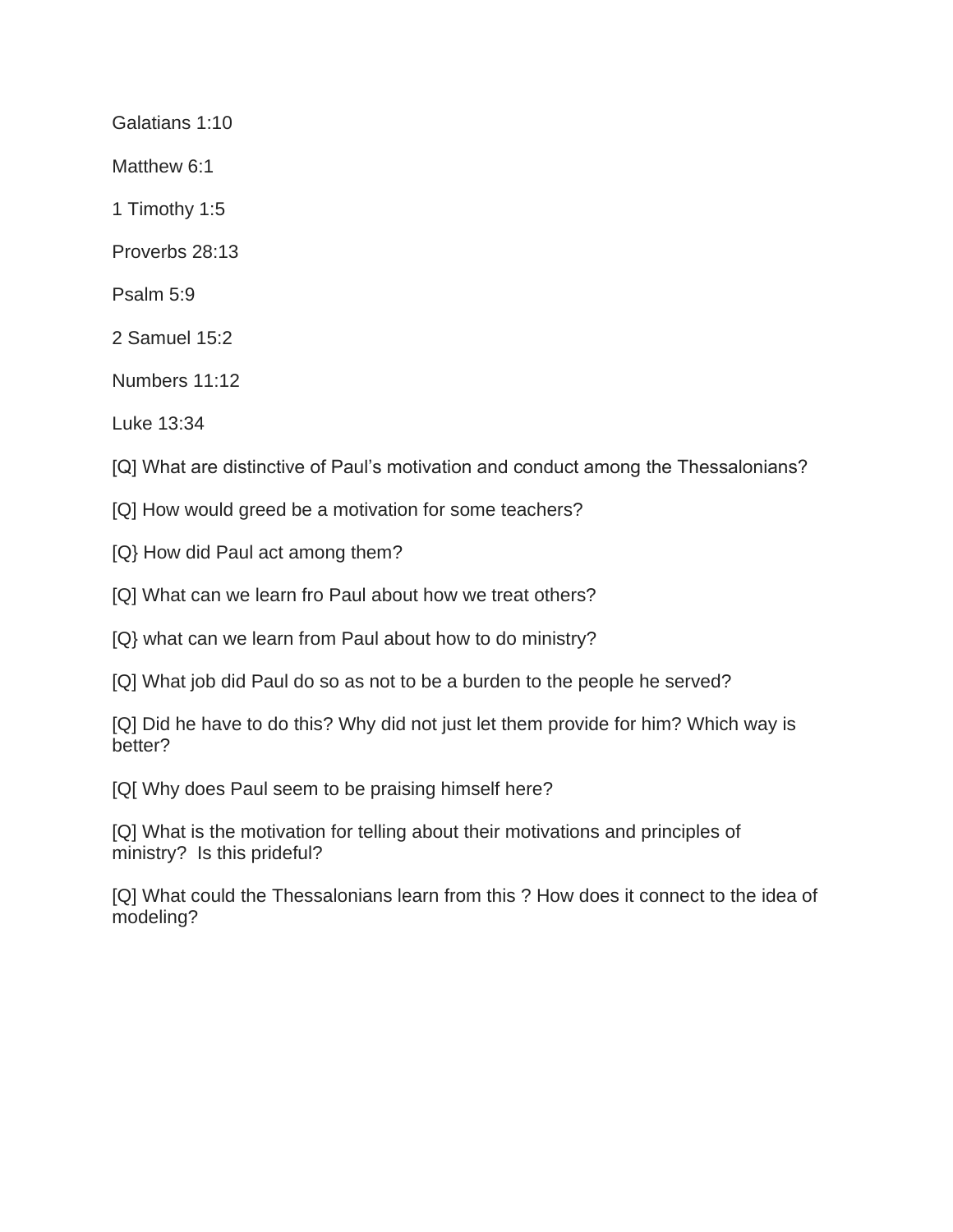Galatians 1:10

Matthew 6:1

1 Timothy 1:5

Proverbs 28:13

Psalm 5:9

2 Samuel 15:2

Numbers 11:12

Luke 13:34

[Q] What are distinctive of Paul's motivation and conduct among the Thessalonians?

[Q] How would greed be a motivation for some teachers?

[Q} How did Paul act among them?

[Q] What can we learn fro Paul about how we treat others?

[Q} what can we learn from Paul about how to do ministry?

[Q] What job did Paul do so as not to be a burden to the people he served?

[Q] Did he have to do this? Why did not just let them provide for him? Which way is better?

[Q[ Why does Paul seem to be praising himself here?

[Q] What is the motivation for telling about their motivations and principles of ministry?  Is this prideful?

[Q] What could the Thessalonians learn from this ? How does it connect to the idea of modeling?